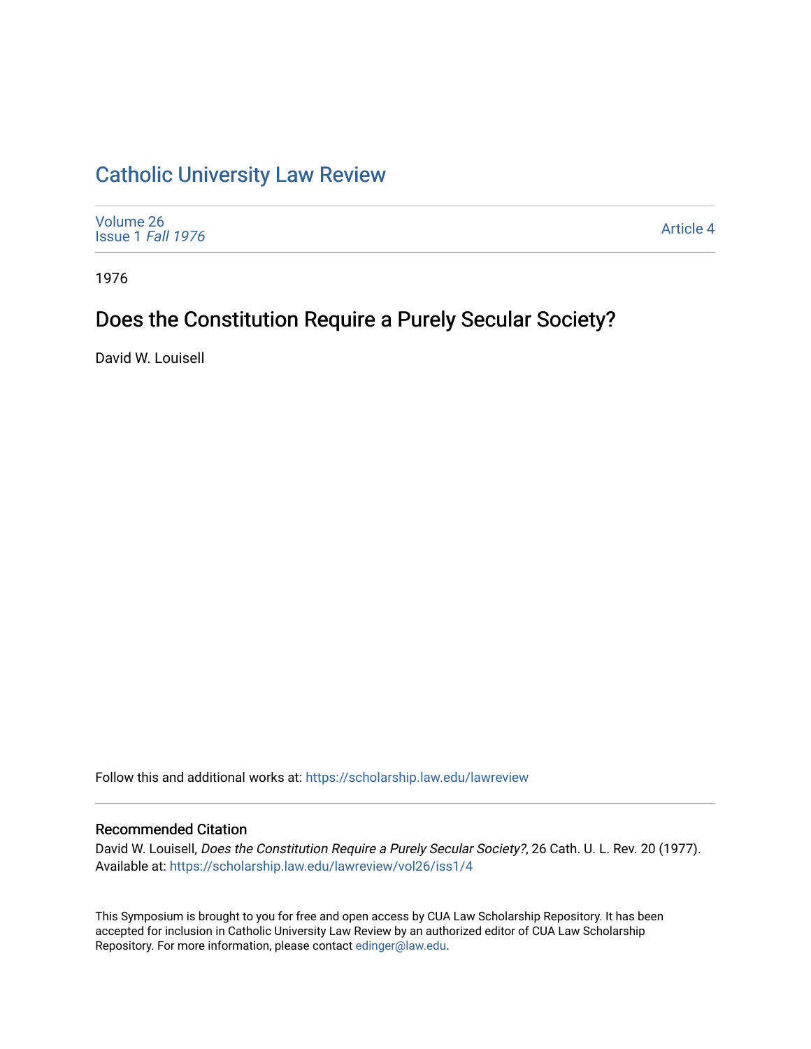# Catholic University Law Review

Volume 26
Issue 1 *Fall 1976*

Article 4

1976

## Does the Constitution Require a Purely Secular Society?

David W. Louisell

Follow this and additional works at: https://scholarship.law.edu/lawreview

### Recommended Citation

David W. Louisell, *Does the Constitution Require a Purely Secular Society?*, 26 Cath. U. L. Rev. 20 (1977).
Available at: https://scholarship.law.edu/lawreview/vol26/iss1/4

This Symposium is brought to you for free and open access by CUA Law Scholarship Repository. It has been accepted for inclusion in Catholic University Law Review by an authorized editor of CUA Law Scholarship Repository. For more information, please contact edinger@law.edu.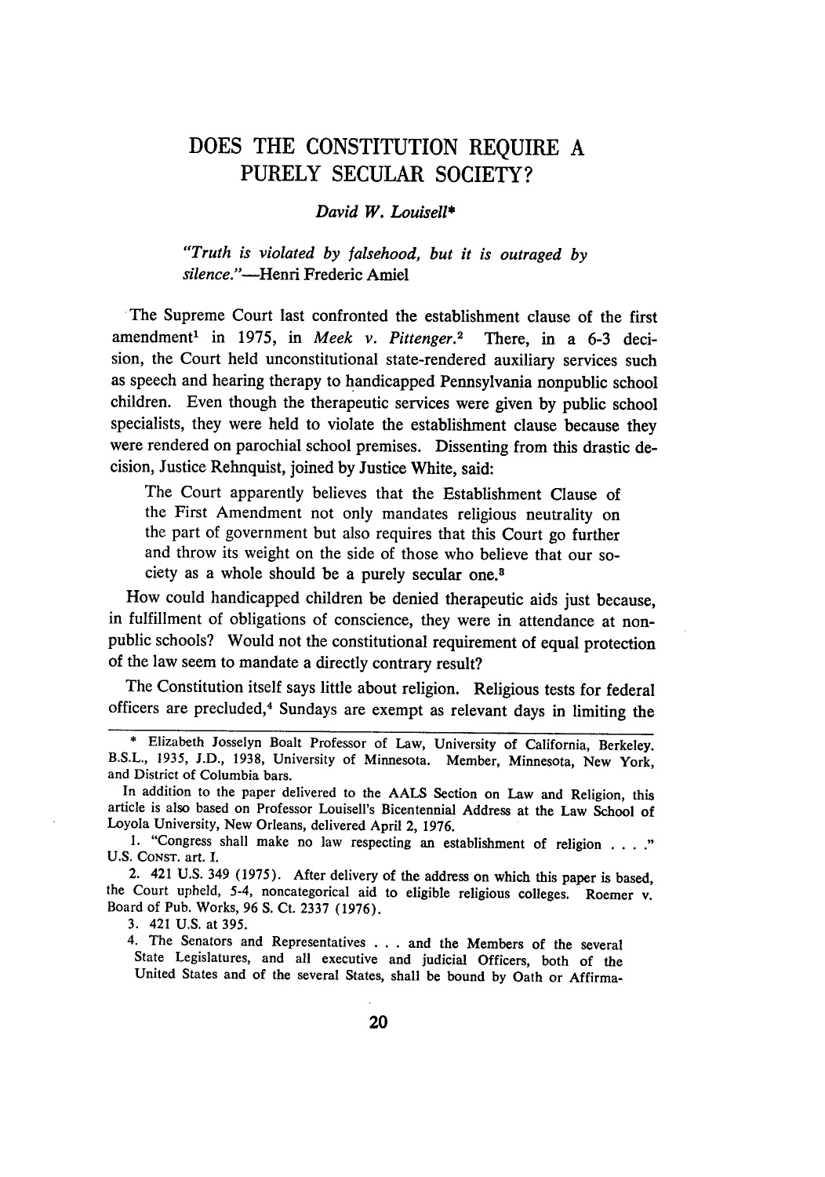# DOES THE CONSTITUTION REQUIRE A PURELY SECULAR SOCIETY?

*David W. Louisell\**

*"Truth is violated by falsehood, but it is outraged by silence."*—Henri Frederic Amiel

The Supreme Court last confronted the establishment clause of the first amendment[1] in 1975, in *Meek v. Pittenger.*[2] There, in a 6-3 decision, the Court held unconstitutional state-rendered auxiliary services such as speech and hearing therapy to handicapped Pennsylvania nonpublic school children. Even though the therapeutic services were given by public school specialists, they were held to violate the establishment clause because they were rendered on parochial school premises. Dissenting from this drastic decision, Justice Rehnquist, joined by Justice White, said:

> The Court apparently believes that the Establishment Clause of the First Amendment not only mandates religious neutrality on the part of government but also requires that this Court go further and throw its weight on the side of those who believe that our society as a whole should be a purely secular one.[3]

How could handicapped children be denied therapeutic aids just because, in fulfillment of obligations of conscience, they were in attendance at nonpublic schools? Would not the constitutional requirement of equal protection of the law seem to mandate a directly contrary result?

The Constitution itself says little about religion. Religious tests for federal officers are precluded,[4] Sundays are exempt as relevant days in limiting the

---

\* Elizabeth Josselyn Boalt Professor of Law, University of California, Berkeley. B.S.L., 1935, J.D., 1938, University of Minnesota. Member, Minnesota, New York, and District of Columbia bars.

In addition to the paper delivered to the AALS Section on Law and Religion, this article is also based on Professor Louisell's Bicentennial Address at the Law School of Loyola University, New Orleans, delivered April 2, 1976.

1. "Congress shall make no law respecting an establishment of religion . . . ." U.S. CONST. art. I.

2. 421 U.S. 349 (1975). After delivery of the address on which this paper is based, the Court upheld, 5-4, noncategorical aid to eligible religious colleges. Roemer v. Board of Pub. Works, 96 S. Ct. 2337 (1976).

3. 421 U.S. at 395.

4. The Senators and Representatives . . . and the Members of the several State Legislatures, and all executive and judicial Officers, both of the United States and of the several States, shall be bound by Oath or Affirma-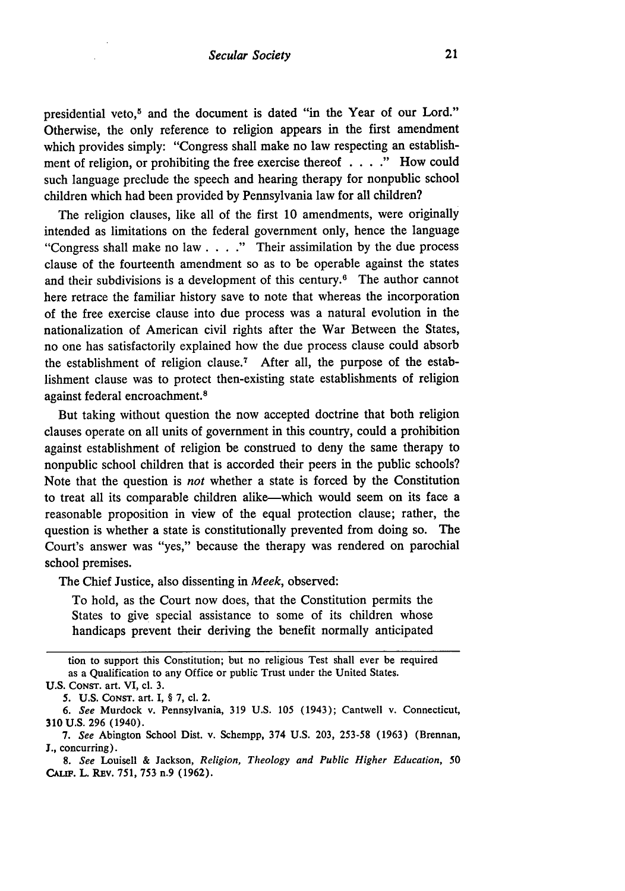presidential veto,[5] and the document is dated "in the Year of our Lord." Otherwise, the only reference to religion appears in the first amendment which provides simply: "Congress shall make no law respecting an establishment of religion, or prohibiting the free exercise thereof . . . ." How could such language preclude the speech and hearing therapy for nonpublic school children which had been provided by Pennsylvania law for all children?

The religion clauses, like all of the first 10 amendments, were originally intended as limitations on the federal government only, hence the language "Congress shall make no law . . . ." Their assimilation by the due process clause of the fourteenth amendment so as to be operable against the states and their subdivisions is a development of this century.[6] The author cannot here retrace the familiar history save to note that whereas the incorporation of the free exercise clause into due process was a natural evolution in the nationalization of American civil rights after the War Between the States, no one has satisfactorily explained how the due process clause could absorb the establishment of religion clause.[7] After all, the purpose of the establishment clause was to protect then-existing state establishments of religion against federal encroachment.[8]

But taking without question the now accepted doctrine that both religion clauses operate on all units of government in this country, could a prohibition against establishment of religion be construed to deny the same therapy to nonpublic school children that is accorded their peers in the public schools? Note that the question is *not* whether a state is forced by the Constitution to treat all its comparable children alike—which would seem on its face a reasonable proposition in view of the equal protection clause; rather, the question is whether a state is constitutionally prevented from doing so. The Court's answer was "yes," because the therapy was rendered on parochial school premises.

The Chief Justice, also dissenting in *Meek*, observed:

> To hold, as the Court now does, that the Constitution permits the States to give special assistance to some of its children whose handicaps prevent their deriving the benefit normally anticipated

---

tion to support this Constitution; but no religious Test shall ever be required as a Qualification to any Office or public Trust under the United States.

U.S. CONST. art. VI, cl. 3.

5. U.S. CONST. art. I, § 7, cl. 2.

6. *See* Murdock v. Pennsylvania, 319 U.S. 105 (1943); Cantwell v. Connecticut, 310 U.S. 296 (1940).

7. *See* Abington School Dist. v. Schempp, 374 U.S. 203, 253-58 (1963) (Brennan, J., concurring).

8. *See* Louisell & Jackson, *Religion, Theology and Public Higher Education*, 50 CALIF. L. REV. 751, 753 n.9 (1962).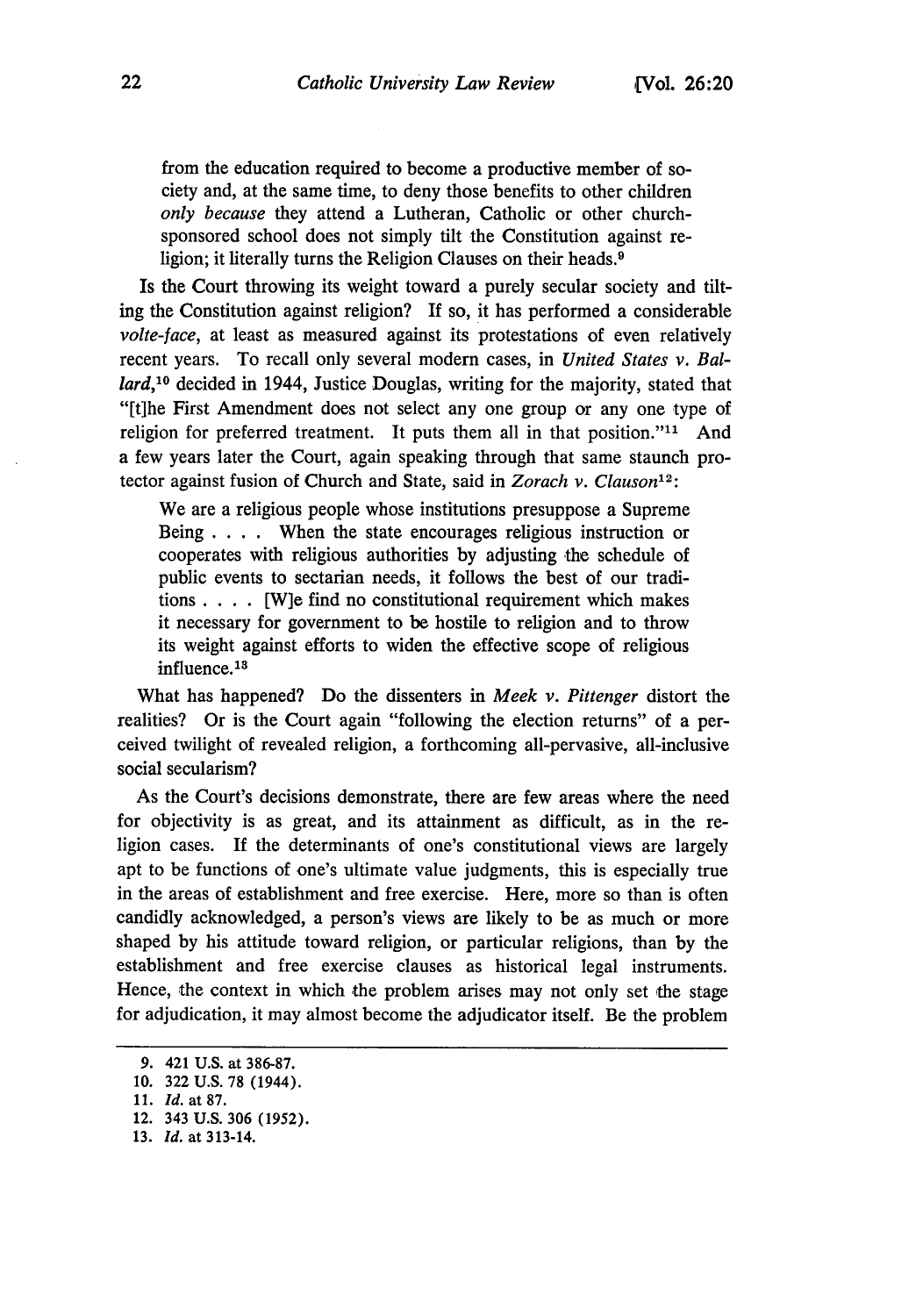from the education required to become a productive member of society and, at the same time, to deny those benefits to other children *only because* they attend a Lutheran, Catholic or other church-sponsored school does not simply tilt the Constitution against religion; it literally turns the Religion Clauses on their heads.[9]

Is the Court throwing its weight toward a purely secular society and tilting the Constitution against religion? If so, it has performed a considerable *volte-face*, at least as measured against its protestations of even relatively recent years. To recall only several modern cases, in *United States v. Ballard*,[10] decided in 1944, Justice Douglas, writing for the majority, stated that "[t]he First Amendment does not select any one group or any one type of religion for preferred treatment. It puts them all in that position."[11] And a few years later the Court, again speaking through that same staunch protector against fusion of Church and State, said in *Zorach v. Clauson*[12]:

> We are a religious people whose institutions presuppose a Supreme Being . . . . When the state encourages religious instruction or cooperates with religious authorities by adjusting the schedule of public events to sectarian needs, it follows the best of our traditions . . . . [W]e find no constitutional requirement which makes it necessary for government to be hostile to religion and to throw its weight against efforts to widen the effective scope of religious influence.[13]

What has happened? Do the dissenters in *Meek v. Pittenger* distort the realities? Or is the Court again "following the election returns" of a perceived twilight of revealed religion, a forthcoming all-pervasive, all-inclusive social secularism?

As the Court's decisions demonstrate, there are few areas where the need for objectivity is as great, and its attainment as difficult, as in the religion cases. If the determinants of one's constitutional views are largely apt to be functions of one's ultimate value judgments, this is especially true in the areas of establishment and free exercise. Here, more so than is often candidly acknowledged, a person's views are likely to be as much or more shaped by his attitude toward religion, or particular religions, than by the establishment and free exercise clauses as historical legal instruments. Hence, the context in which the problem arises may not only set the stage for adjudication, it may almost become the adjudicator itself. Be the problem

---

9. 421 U.S. at 386-87.
10. 322 U.S. 78 (1944).
11. *Id.* at 87.
12. 343 U.S. 306 (1952).
13. *Id.* at 313-14.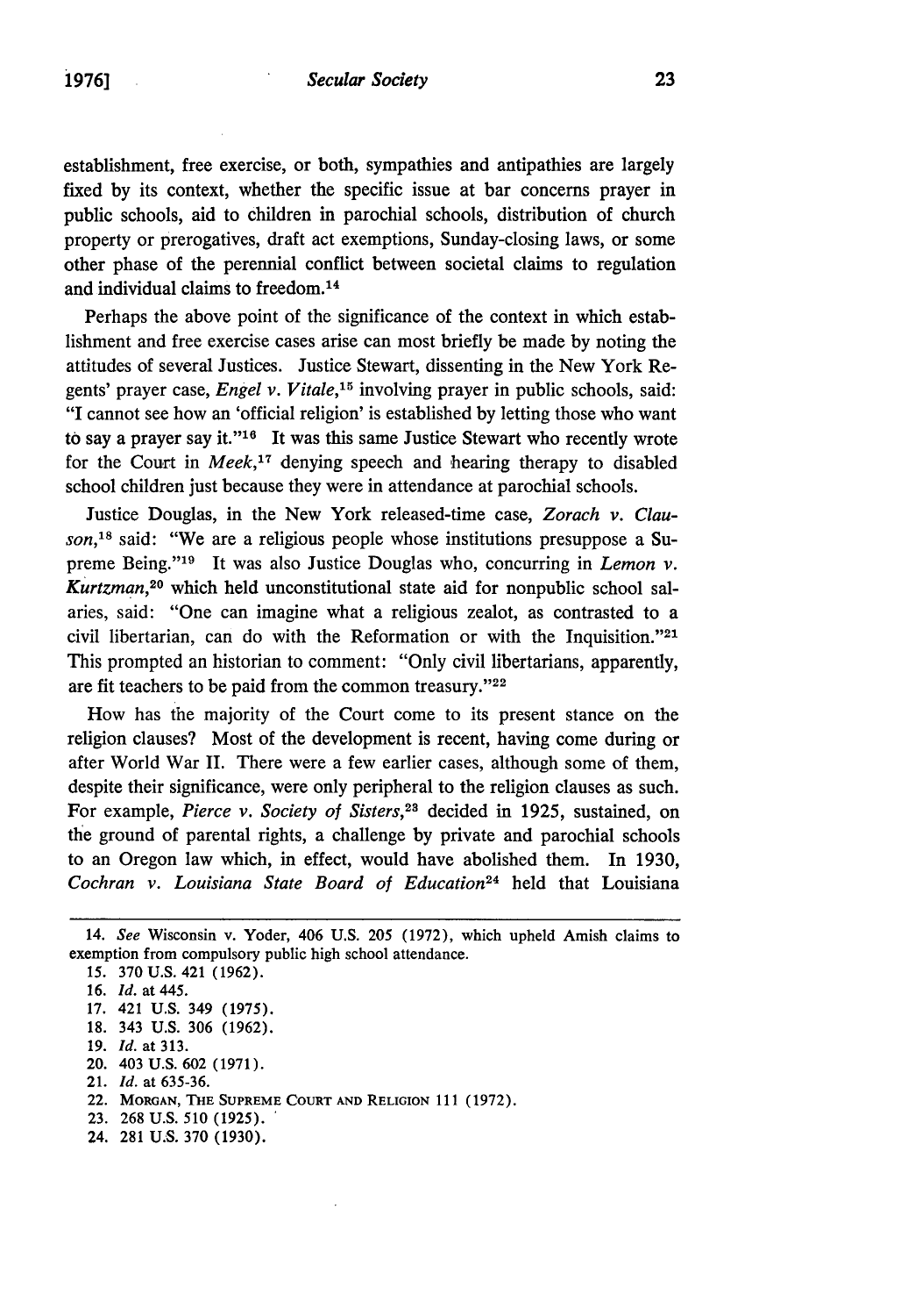establishment, free exercise, or both, sympathies and antipathies are largely fixed by its context, whether the specific issue at bar concerns prayer in public schools, aid to children in parochial schools, distribution of church property or prerogatives, draft act exemptions, Sunday-closing laws, or some other phase of the perennial conflict between societal claims to regulation and individual claims to freedom.[14]

Perhaps the above point of the significance of the context in which establishment and free exercise cases arise can most briefly be made by noting the attitudes of several Justices. Justice Stewart, dissenting in the New York Regents' prayer case, *Engel v. Vitale*,[15] involving prayer in public schools, said: "I cannot see how an 'official religion' is established by letting those who want to say a prayer say it."[16] It was this same Justice Stewart who recently wrote for the Court in *Meek*,[17] denying speech and hearing therapy to disabled school children just because they were in attendance at parochial schools.

Justice Douglas, in the New York released-time case, *Zorach v. Clauson*,[18] said: "We are a religious people whose institutions presuppose a Supreme Being."[19] It was also Justice Douglas who, concurring in *Lemon v. Kurtzman*,[20] which held unconstitutional state aid for nonpublic school salaries, said: "One can imagine what a religious zealot, as contrasted to a civil libertarian, can do with the Reformation or with the Inquisition."[21] This prompted an historian to comment: "Only civil libertarians, apparently, are fit teachers to be paid from the common treasury."[22]

How has the majority of the Court come to its present stance on the religion clauses? Most of the development is recent, having come during or after World War II. There were a few earlier cases, although some of them, despite their significance, were only peripheral to the religion clauses as such. For example, *Pierce v. Society of Sisters*,[23] decided in 1925, sustained, on the ground of parental rights, a challenge by private and parochial schools to an Oregon law which, in effect, would have abolished them. In 1930, *Cochran v. Louisiana State Board of Education*[24] held that Louisiana

---

14. *See* Wisconsin v. Yoder, 406 U.S. 205 (1972), which upheld Amish claims to exemption from compulsory public high school attendance.
15. 370 U.S. 421 (1962).
16. *Id.* at 445.
17. 421 U.S. 349 (1975).
18. 343 U.S. 306 (1962).
19. *Id.* at 313.
20. 403 U.S. 602 (1971).
21. *Id.* at 635-36.
22. MORGAN, THE SUPREME COURT AND RELIGION 111 (1972).
23. 268 U.S. 510 (1925).
24. 281 U.S. 370 (1930).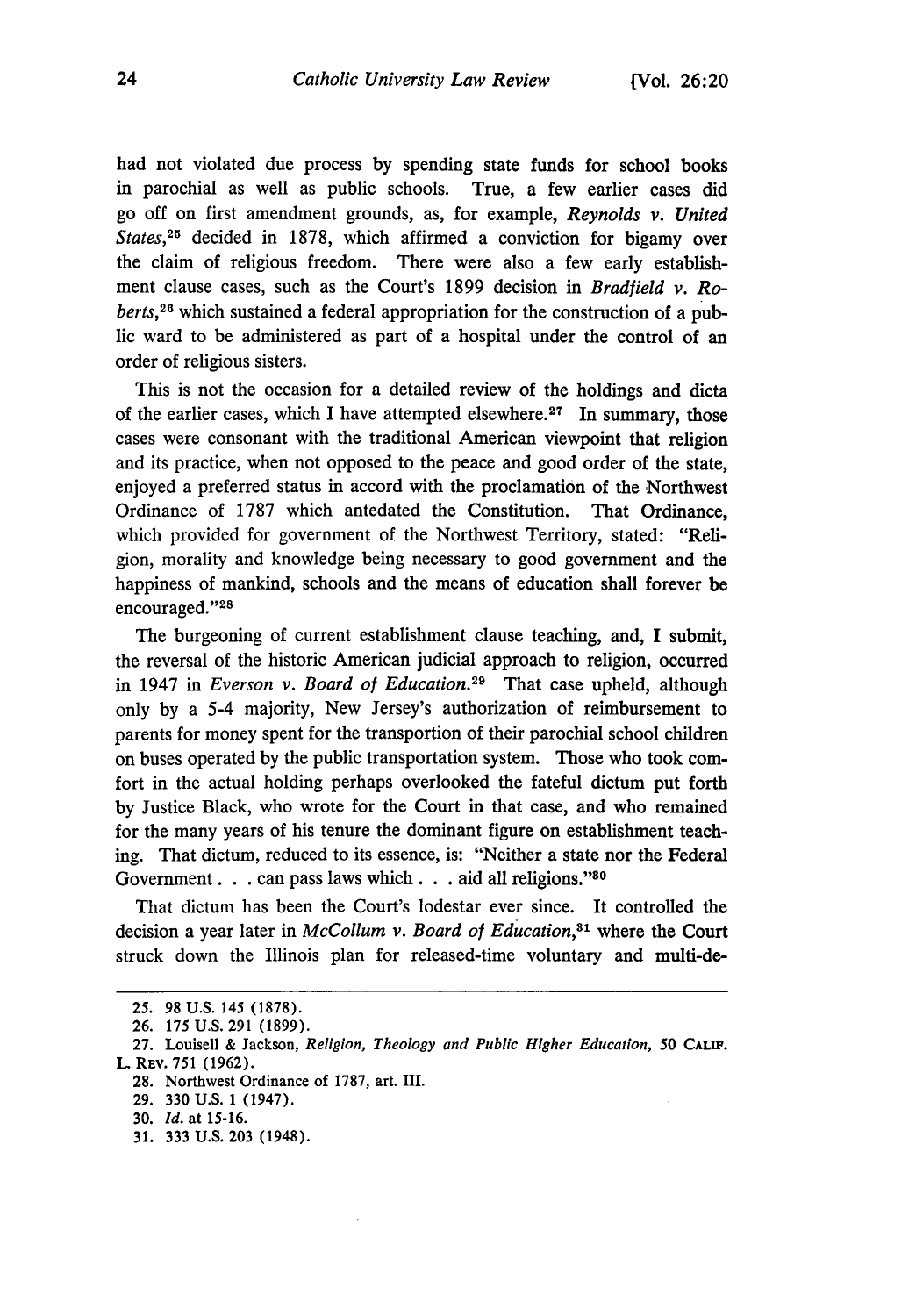had not violated due process by spending state funds for school books in parochial as well as public schools. True, a few earlier cases did go off on first amendment grounds, as, for example, *Reynolds v. United States*,[25] decided in 1878, which affirmed a conviction for bigamy over the claim of religious freedom. There were also a few early establishment clause cases, such as the Court's 1899 decision in *Bradfield v. Roberts*,[26] which sustained a federal appropriation for the construction of a public ward to be administered as part of a hospital under the control of an order of religious sisters.

This is not the occasion for a detailed review of the holdings and dicta of the earlier cases, which I have attempted elsewhere.[27] In summary, those cases were consonant with the traditional American viewpoint that religion and its practice, when not opposed to the peace and good order of the state, enjoyed a preferred status in accord with the proclamation of the Northwest Ordinance of 1787 which antedated the Constitution. That Ordinance, which provided for government of the Northwest Territory, stated: "Religion, morality and knowledge being necessary to good government and the happiness of mankind, schools and the means of education shall forever be encouraged."[28]

The burgeoning of current establishment clause teaching, and, I submit, the reversal of the historic American judicial approach to religion, occurred in 1947 in *Everson v. Board of Education*.[29] That case upheld, although only by a 5-4 majority, New Jersey's authorization of reimbursement to parents for money spent for the transportion of their parochial school children on buses operated by the public transportation system. Those who took comfort in the actual holding perhaps overlooked the fateful dictum put forth by Justice Black, who wrote for the Court in that case, and who remained for the many years of his tenure the dominant figure on establishment teaching. That dictum, reduced to its essence, is: "Neither a state nor the Federal Government . . . can pass laws which . . . aid all religions."[30]

That dictum has been the Court's lodestar ever since. It controlled the decision a year later in *McCollum v. Board of Education*,[31] where the Court struck down the Illinois plan for released-time voluntary and multi-de-

---

25. 98 U.S. 145 (1878).
26. 175 U.S. 291 (1899).
27. Louisell & Jackson, *Religion, Theology and Public Higher Education*, 50 CALIF. L. REV. 751 (1962).
28. Northwest Ordinance of 1787, art. III.
29. 330 U.S. 1 (1947).
30. *Id.* at 15-16.
31. 333 U.S. 203 (1948).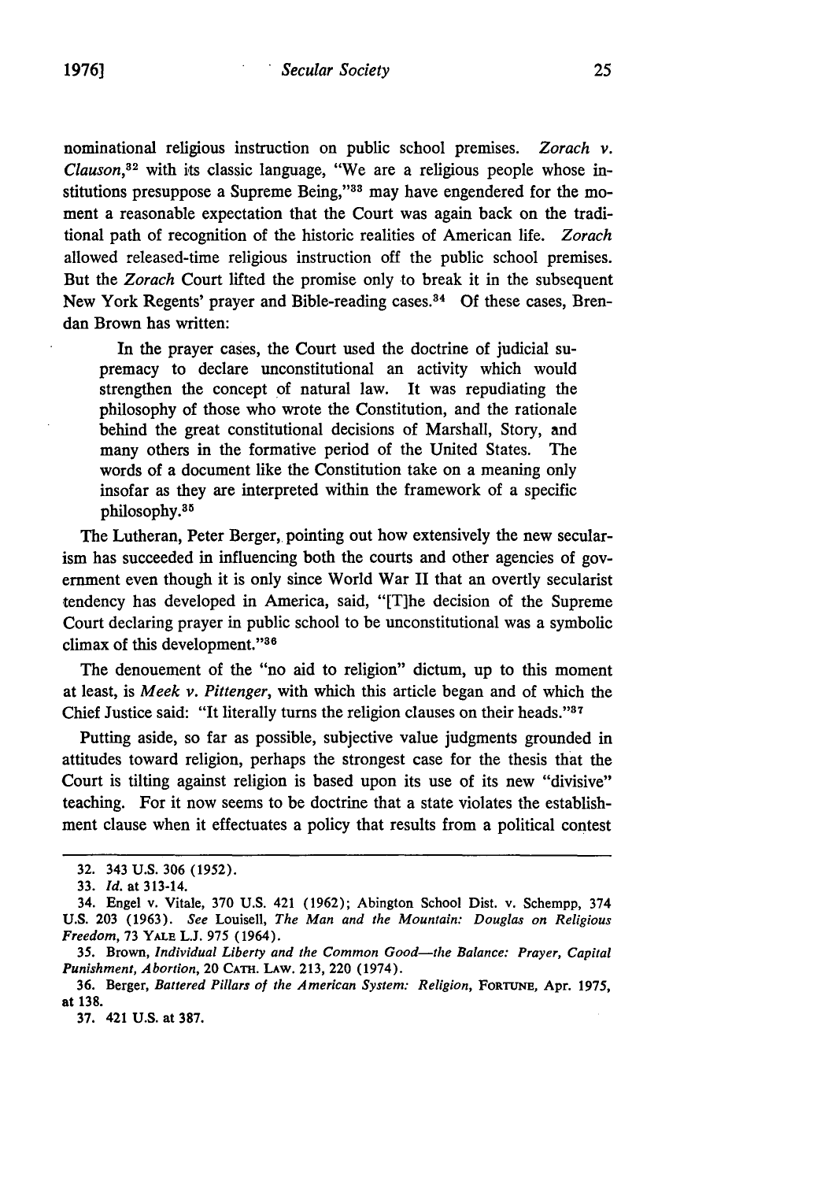nominational religious instruction on public school premises. *Zorach v. Clauson*,[32] with its classic language, "We are a religious people whose institutions presuppose a Supreme Being,"[33] may have engendered for the moment a reasonable expectation that the Court was again back on the traditional path of recognition of the historic realities of American life. *Zorach* allowed released-time religious instruction off the public school premises. But the *Zorach* Court lifted the promise only to break it in the subsequent New York Regents' prayer and Bible-reading cases.[34] Of these cases, Brendan Brown has written:

> In the prayer cases, the Court used the doctrine of judicial supremacy to declare unconstitutional an activity which would strengthen the concept of natural law. It was repudiating the philosophy of those who wrote the Constitution, and the rationale behind the great constitutional decisions of Marshall, Story, and many others in the formative period of the United States. The words of a document like the Constitution take on a meaning only insofar as they are interpreted within the framework of a specific philosophy.[35]

The Lutheran, Peter Berger, pointing out how extensively the new secularism has succeeded in influencing both the courts and other agencies of government even though it is only since World War II that an overtly secularist tendency has developed in America, said, "[T]he decision of the Supreme Court declaring prayer in public school to be unconstitutional was a symbolic climax of this development."[36]

The denouement of the "no aid to religion" dictum, up to this moment at least, is *Meek v. Pittenger*, with which this article began and of which the Chief Justice said: "It literally turns the religion clauses on their heads."[37]

Putting aside, so far as possible, subjective value judgments grounded in attitudes toward religion, perhaps the strongest case for the thesis that the Court is tilting against religion is based upon its use of its new "divisive" teaching. For it now seems to be doctrine that a state violates the establishment clause when it effectuates a policy that results from a political contest

---

32. 343 U.S. 306 (1952).

33. *Id.* at 313-14.

34. Engel v. Vitale, 370 U.S. 421 (1962); Abington School Dist. v. Schempp, 374 U.S. 203 (1963). *See* Louisell, *The Man and the Mountain: Douglas on Religious Freedom*, 73 YALE L.J. 975 (1964).

35. Brown, *Individual Liberty and the Common Good—the Balance: Prayer, Capital Punishment, Abortion*, 20 CATH. LAW. 213, 220 (1974).

36. Berger, *Battered Pillars of the American System: Religion*, FORTUNE, Apr. 1975, at 138.

37. 421 U.S. at 387.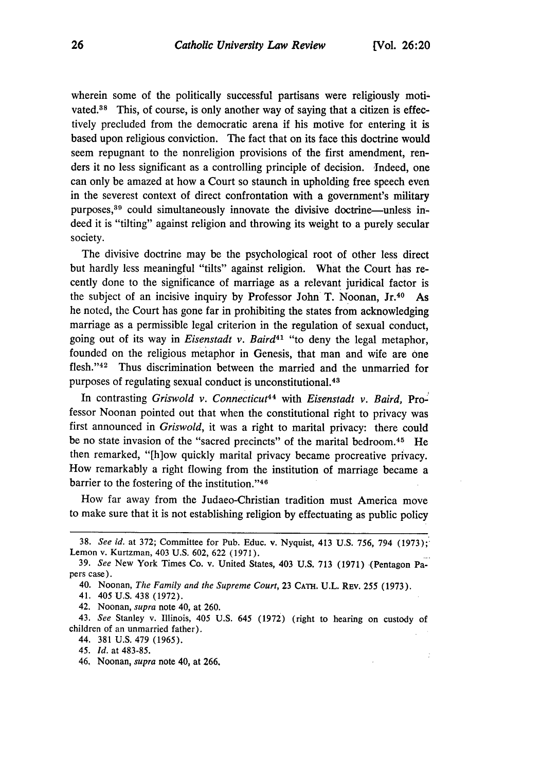wherein some of the politically successful partisans were religiously motivated.[38] This, of course, is only another way of saying that a citizen is effectively precluded from the democratic arena if his motive for entering it is based upon religious conviction. The fact that on its face this doctrine would seem repugnant to the nonreligion provisions of the first amendment, renders it no less significant as a controlling principle of decision. Indeed, one can only be amazed at how a Court so staunch in upholding free speech even in the severest context of direct confrontation with a government's military purposes,[39] could simultaneously innovate the divisive doctrine—unless indeed it is "tilting" against religion and throwing its weight to a purely secular society.

The divisive doctrine may be the psychological root of other less direct but hardly less meaningful "tilts" against religion. What the Court has recently done to the significance of marriage as a relevant juridical factor is the subject of an incisive inquiry by Professor John T. Noonan, Jr.[40] As he noted, the Court has gone far in prohibiting the states from acknowledging marriage as a permissible legal criterion in the regulation of sexual conduct, going out of its way in *Eisenstadt v. Baird*[41] "to deny the legal metaphor, founded on the religious metaphor in Genesis, that man and wife are one flesh."[42] Thus discrimination between the married and the unmarried for purposes of regulating sexual conduct is unconstitutional.[43]

In contrasting *Griswold v. Connecticut*[44] with *Eisenstadt v. Baird,* Professor Noonan pointed out that when the constitutional right to privacy was first announced in *Griswold*, it was a right to marital privacy: there could be no state invasion of the "sacred precincts" of the marital bedroom.[45] He then remarked, "[h]ow quickly marital privacy became procreative privacy. How remarkably a right flowing from the institution of marriage became a barrier to the fostering of the institution."[46]

How far away from the Judaeo-Christian tradition must America move to make sure that it is not establishing religion by effectuating as public policy

---

38. *See id.* at 372; Committee for Pub. Educ. v. Nyquist, 413 U.S. 756, 794 (1973); Lemon v. Kurtzman, 403 U.S. 602, 622 (1971).

39. *See* New York Times Co. v. United States, 403 U.S. 713 (1971) (Pentagon Papers case).

40. Noonan, *The Family and the Supreme Court*, 23 CATH. U.L. REV. 255 (1973).

41. 405 U.S. 438 (1972).

42. Noonan, *supra* note 40, at 260.

43. *See* Stanley v. Illinois, 405 U.S. 645 (1972) (right to hearing on custody of children of an unmarried father).

44. 381 U.S. 479 (1965).

45. *Id.* at 483-85.

46. Noonan, *supra* note 40, at 266.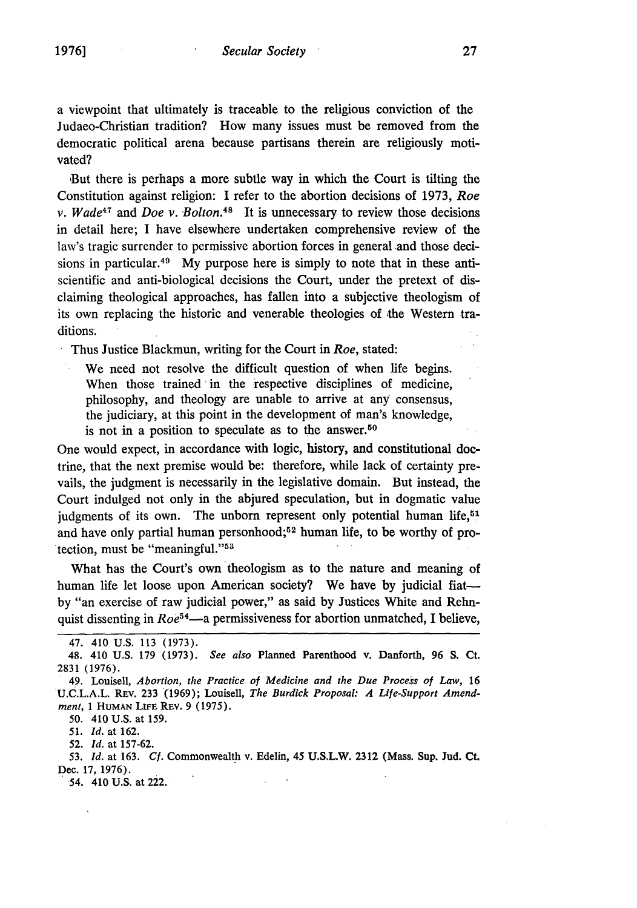a viewpoint that ultimately is traceable to the religious conviction of the Judaeo-Christian tradition? How many issues must be removed from the democratic political arena because partisans therein are religiously motivated?

But there is perhaps a more subtle way in which the Court is tilting the Constitution against religion: I refer to the abortion decisions of 1973, *Roe v. Wade*[47] and *Doe v. Bolton*.[48] It is unnecessary to review those decisions in detail here; I have elsewhere undertaken comprehensive review of the law's tragic surrender to permissive abortion forces in general and those decisions in particular.[49] My purpose here is simply to note that in these anti-scientific and anti-biological decisions the Court, under the pretext of disclaiming theological approaches, has fallen into a subjective theologism of its own replacing the historic and venerable theologies of the Western traditions.

Thus Justice Blackmun, writing for the Court in *Roe*, stated:

> We need not resolve the difficult question of when life begins. When those trained in the respective disciplines of medicine, philosophy, and theology are unable to arrive at any consensus, the judiciary, at this point in the development of man's knowledge, is not in a position to speculate as to the answer.[50]

One would expect, in accordance with logic, history, and constitutional doctrine, that the next premise would be: therefore, while lack of certainty prevails, the judgment is necessarily in the legislative domain. But instead, the Court indulged not only in the abjured speculation, but in dogmatic value judgments of its own. The unborn represent only potential human life,[51] and have only partial human personhood;[52] human life, to be worthy of protection, must be "meaningful."[53]

What has the Court's own theologism as to the nature and meaning of human life let loose upon American society? We have by judicial fiat—by "an exercise of raw judicial power," as said by Justices White and Rehnquist dissenting in *Roe*[54]—a permissiveness for abortion unmatched, I believe,

---

47. 410 U.S. 113 (1973).

48. 410 U.S. 179 (1973). *See also* Planned Parenthood v. Danforth, 96 S. Ct. 2831 (1976).

49. Louisell, *Abortion, the Practice of Medicine and the Due Process of Law*, 16 U.C.L.A.L. REV. 233 (1969); Louisell, *The Burdick Proposal: A Life-Support Amendment*, 1 HUMAN LIFE REV. 9 (1975).

50. 410 U.S. at 159.

51. *Id.* at 162.

52. *Id.* at 157-62.

53. *Id.* at 163. *Cf.* Commonwealth v. Edelin, 45 U.S.L.W. 2312 (Mass. Sup. Jud. Ct. Dec. 17, 1976).

54. 410 U.S. at 222.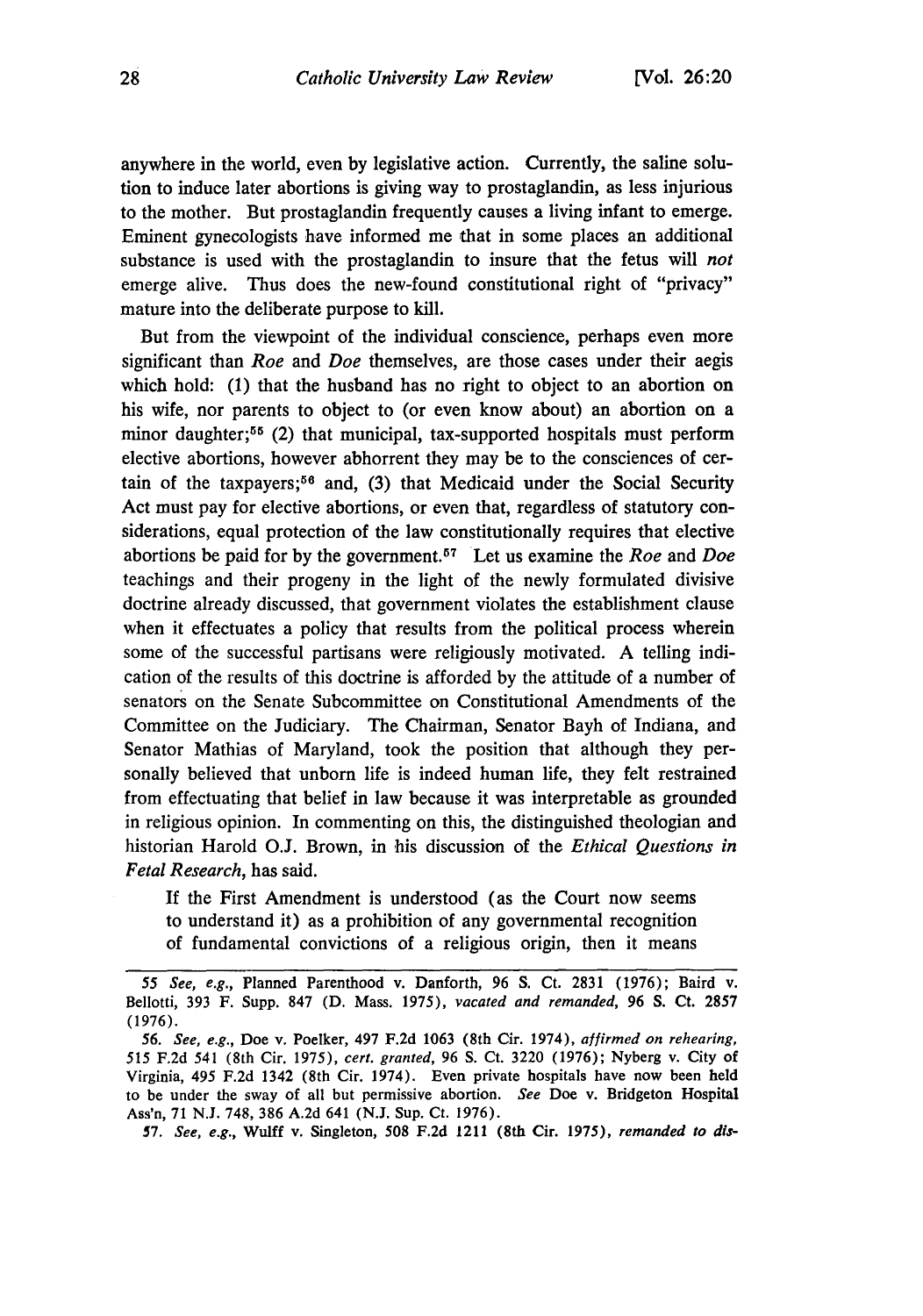anywhere in the world, even by legislative action. Currently, the saline solution to induce later abortions is giving way to prostaglandin, as less injurious to the mother. But prostaglandin frequently causes a living infant to emerge. Eminent gynecologists have informed me that in some places an additional substance is used with the prostaglandin to insure that the fetus will *not* emerge alive. Thus does the new-found constitutional right of "privacy" mature into the deliberate purpose to kill.

But from the viewpoint of the individual conscience, perhaps even more significant than *Roe* and *Doe* themselves, are those cases under their aegis which hold: (1) that the husband has no right to object to an abortion on his wife, nor parents to object to (or even know about) an abortion on a minor daughter;[55] (2) that municipal, tax-supported hospitals must perform elective abortions, however abhorrent they may be to the consciences of certain of the taxpayers;[56] and, (3) that Medicaid under the Social Security Act must pay for elective abortions, or even that, regardless of statutory considerations, equal protection of the law constitutionally requires that elective abortions be paid for by the government.[57] Let us examine the *Roe* and *Doe* teachings and their progeny in the light of the newly formulated divisive doctrine already discussed, that government violates the establishment clause when it effectuates a policy that results from the political process wherein some of the successful partisans were religiously motivated. A telling indication of the results of this doctrine is afforded by the attitude of a number of senators on the Senate Subcommittee on Constitutional Amendments of the Committee on the Judiciary. The Chairman, Senator Bayh of Indiana, and Senator Mathias of Maryland, took the position that although they personally believed that unborn life is indeed human life, they felt restrained from effectuating that belief in law because it was interpretable as grounded in religious opinion. In commenting on this, the distinguished theologian and historian Harold O.J. Brown, in his discussion of the *Ethical Questions in Fetal Research*, has said.

> If the First Amendment is understood (as the Court now seems to understand it) as a prohibition of any governmental recognition of fundamental convictions of a religious origin, then it means

---

55. *See, e.g.*, Planned Parenthood v. Danforth, 96 S. Ct. 2831 (1976); Baird v. Bellotti, 393 F. Supp. 847 (D. Mass. 1975), *vacated and remanded*, 96 S. Ct. 2857 (1976).

56. *See, e.g.*, Doe v. Poelker, 497 F.2d 1063 (8th Cir. 1974), *affirmed on rehearing*, 515 F.2d 541 (8th Cir. 1975), *cert. granted*, 96 S. Ct. 3220 (1976); Nyberg v. City of Virginia, 495 F.2d 1342 (8th Cir. 1974). Even private hospitals have now been held to be under the sway of all but permissive abortion. *See* Doe v. Bridgeton Hospital Ass'n, 71 N.J. 748, 386 A.2d 641 (N.J. Sup. Ct. 1976).

57. *See, e.g.*, Wulff v. Singleton, 508 F.2d 1211 (8th Cir. 1975), *remanded to dis-*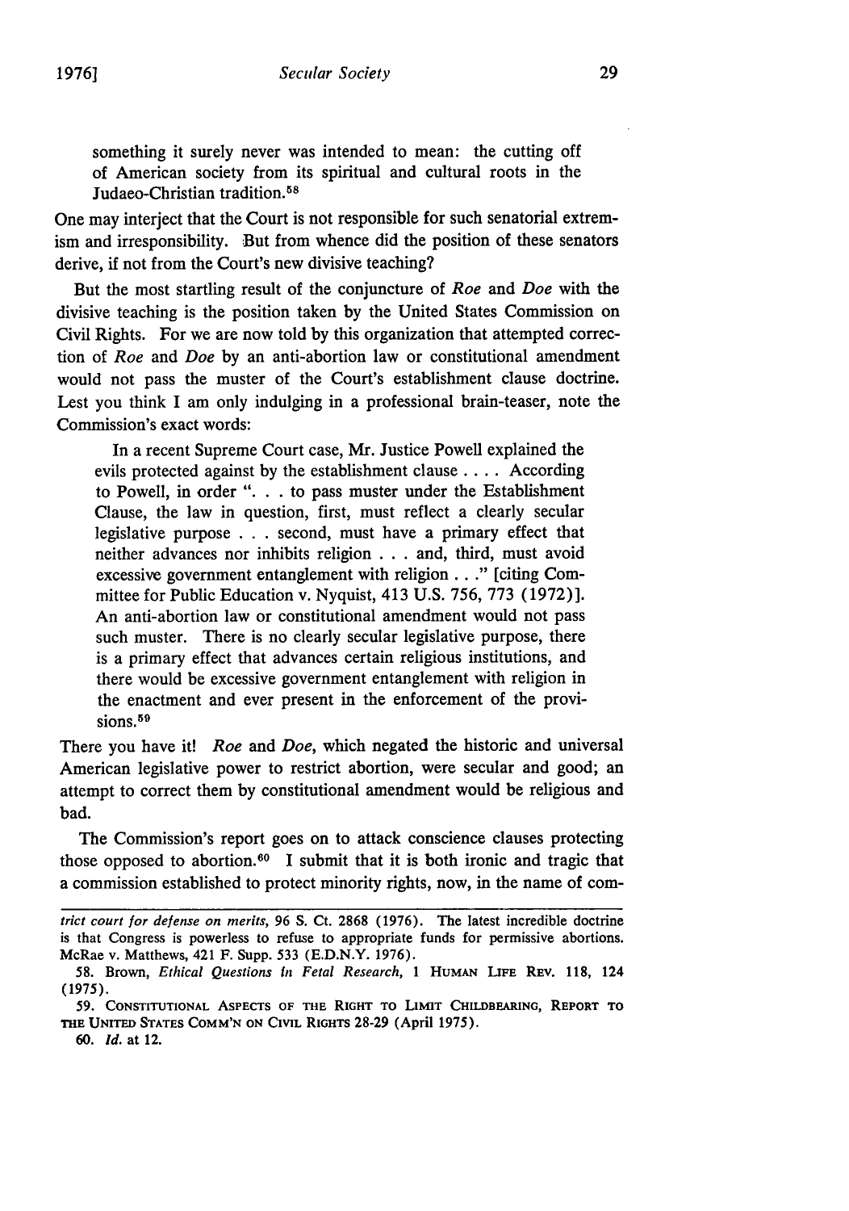something it surely never was intended to mean: the cutting off of American society from its spiritual and cultural roots in the Judaeo-Christian tradition.[58]

One may interject that the Court is not responsible for such senatorial extremism and irresponsibility. But from whence did the position of these senators derive, if not from the Court's new divisive teaching?

But the most startling result of the conjuncture of *Roe* and *Doe* with the divisive teaching is the position taken by the United States Commission on Civil Rights. For we are now told by this organization that attempted correction of *Roe* and *Doe* by an anti-abortion law or constitutional amendment would not pass the muster of the Court's establishment clause doctrine. Lest you think I am only indulging in a professional brain-teaser, note the Commission's exact words:

> In a recent Supreme Court case, Mr. Justice Powell explained the evils protected against by the establishment clause . . . . According to Powell, in order ". . . to pass muster under the Establishment Clause, the law in question, first, must reflect a clearly secular legislative purpose . . . second, must have a primary effect that neither advances nor inhibits religion . . . and, third, must avoid excessive government entanglement with religion . . ." [citing Committee for Public Education v. Nyquist, 413 U.S. 756, 773 (1972)]. An anti-abortion law or constitutional amendment would not pass such muster. There is no clearly secular legislative purpose, there is a primary effect that advances certain religious institutions, and there would be excessive government entanglement with religion in the enactment and ever present in the enforcement of the provisions.[59]

There you have it! *Roe* and *Doe*, which negated the historic and universal American legislative power to restrict abortion, were secular and good; an attempt to correct them by constitutional amendment would be religious and bad.

The Commission's report goes on to attack conscience clauses protecting those opposed to abortion.[60] I submit that it is both ironic and tragic that a commission established to protect minority rights, now, in the name of com-

---

*trict court for defense on merits*, 96 S. Ct. 2868 (1976). The latest incredible doctrine is that Congress is powerless to refuse to appropriate funds for permissive abortions. McRae v. Matthews, 421 F. Supp. 533 (E.D.N.Y. 1976).

58. Brown, *Ethical Questions in Fetal Research*, 1 HUMAN LIFE REV. 118, 124 (1975).

59. CONSTITUTIONAL ASPECTS OF THE RIGHT TO LIMIT CHILDBEARING, REPORT TO THE UNITED STATES COMM'N ON CIVIL RIGHTS 28-29 (April 1975).

60. *Id.* at 12.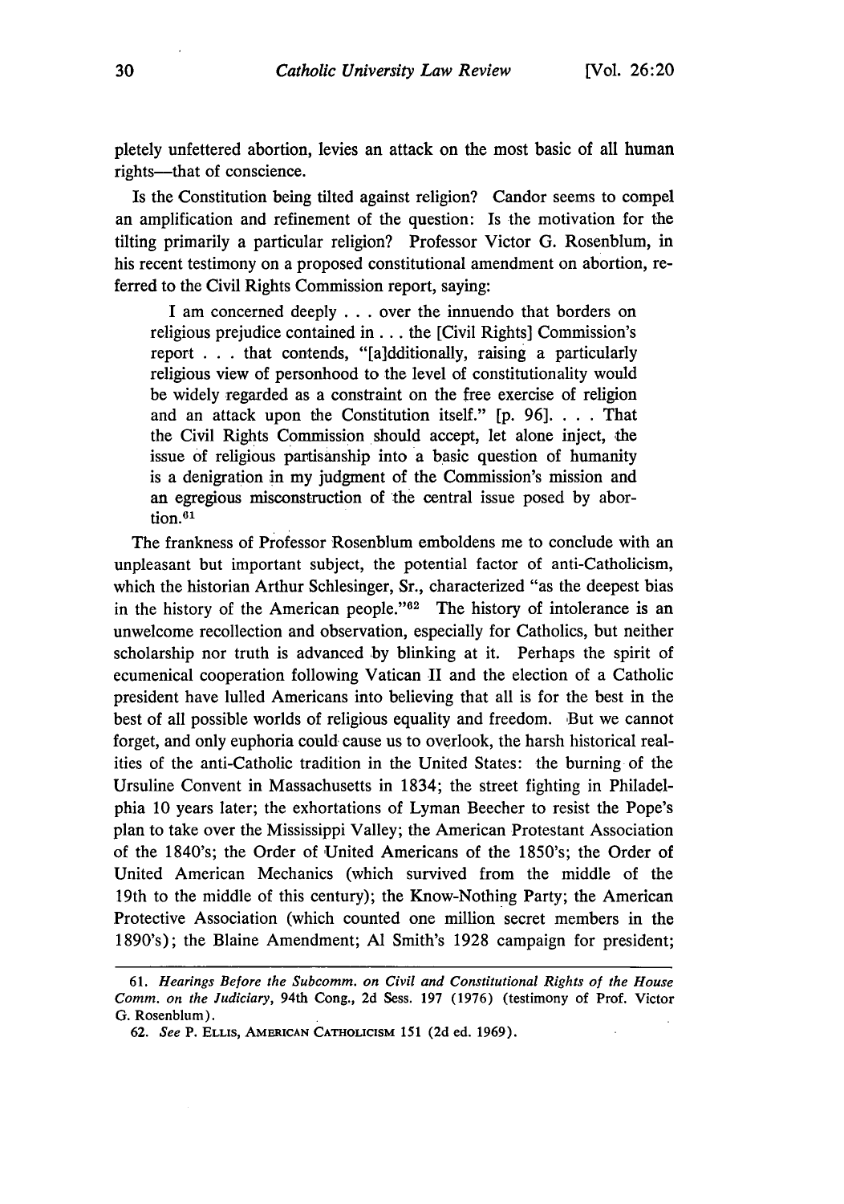pletely unfettered abortion, levies an attack on the most basic of all human rights—that of conscience.

Is the Constitution being tilted against religion? Candor seems to compel an amplification and refinement of the question: Is the motivation for the tilting primarily a particular religion? Professor Victor G. Rosenblum, in his recent testimony on a proposed constitutional amendment on abortion, referred to the Civil Rights Commission report, saying:

> I am concerned deeply . . . over the innuendo that borders on religious prejudice contained in . . . the [Civil Rights] Commission's report . . . that contends, "[a]dditionally, raising a particularly religious view of personhood to the level of constitutionality would be widely regarded as a constraint on the free exercise of religion and an attack upon the Constitution itself." [p. 96]. . . . That the Civil Rights Commission should accept, let alone inject, the issue of religious partisanship into a basic question of humanity is a denigration in my judgment of the Commission's mission and an egregious misconstruction of the central issue posed by abortion.[61]

The frankness of Professor Rosenblum emboldens me to conclude with an unpleasant but important subject, the potential factor of anti-Catholicism, which the historian Arthur Schlesinger, Sr., characterized "as the deepest bias in the history of the American people."[62] The history of intolerance is an unwelcome recollection and observation, especially for Catholics, but neither scholarship nor truth is advanced by blinking at it. Perhaps the spirit of ecumenical cooperation following Vatican II and the election of a Catholic president have lulled Americans into believing that all is for the best in the best of all possible worlds of religious equality and freedom. But we cannot forget, and only euphoria could cause us to overlook, the harsh historical realities of the anti-Catholic tradition in the United States: the burning of the Ursuline Convent in Massachusetts in 1834; the street fighting in Philadelphia 10 years later; the exhortations of Lyman Beecher to resist the Pope's plan to take over the Mississippi Valley; the American Protestant Association of the 1840's; the Order of United Americans of the 1850's; the Order of United American Mechanics (which survived from the middle of the 19th to the middle of this century); the Know-Nothing Party; the American Protective Association (which counted one million secret members in the 1890's); the Blaine Amendment; Al Smith's 1928 campaign for president;

---

61. *Hearings Before the Subcomm. on Civil and Constitutional Rights of the House Comm. on the Judiciary*, 94th Cong., 2d Sess. 197 (1976) (testimony of Prof. Victor G. Rosenblum).

62. *See* P. ELLIS, AMERICAN CATHOLICISM 151 (2d ed. 1969).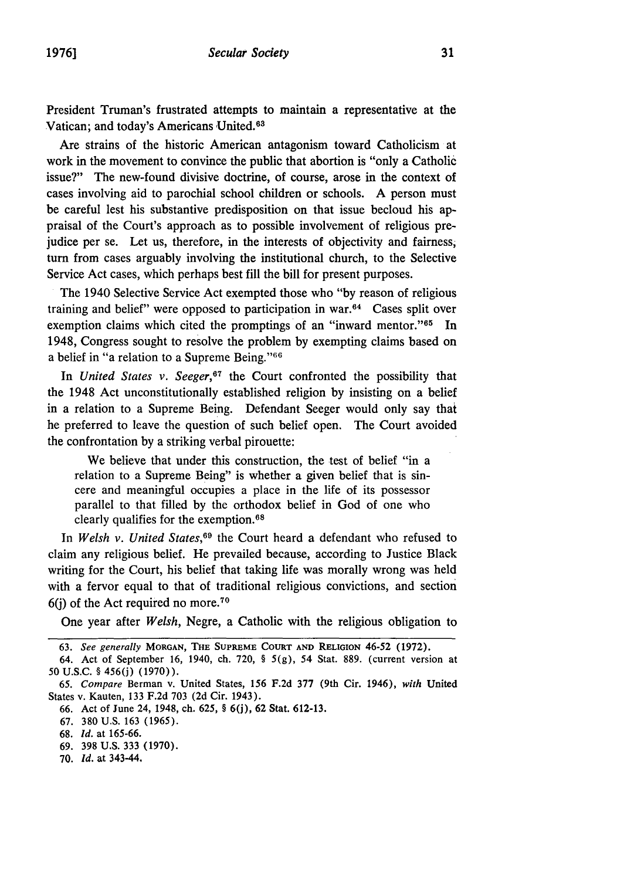President Truman's frustrated attempts to maintain a representative at the Vatican; and today's Americans United.[63]

Are strains of the historic American antagonism toward Catholicism at work in the movement to convince the public that abortion is "only a Catholic issue?" The new-found divisive doctrine, of course, arose in the context of cases involving aid to parochial school children or schools. A person must be careful lest his substantive predisposition on that issue becloud his appraisal of the Court's approach as to possible involvement of religious prejudice per se. Let us, therefore, in the interests of objectivity and fairness, turn from cases arguably involving the institutional church, to the Selective Service Act cases, which perhaps best fill the bill for present purposes.

The 1940 Selective Service Act exempted those who "by reason of religious training and belief" were opposed to participation in war.[64] Cases split over exemption claims which cited the promptings of an "inward mentor."[65] In 1948, Congress sought to resolve the problem by exempting claims based on a belief in "a relation to a Supreme Being."[66]

In *United States v. Seeger*,[67] the Court confronted the possibility that the 1948 Act unconstitutionally established religion by insisting on a belief in a relation to a Supreme Being. Defendant Seeger would only say that he preferred to leave the question of such belief open. The Court avoided the confrontation by a striking verbal pirouette:

> We believe that under this construction, the test of belief "in a relation to a Supreme Being" is whether a given belief that is sincere and meaningful occupies a place in the life of its possessor parallel to that filled by the orthodox belief in God of one who clearly qualifies for the exemption.[68]

In *Welsh v. United States*,[69] the Court heard a defendant who refused to claim any religious belief. He prevailed because, according to Justice Black writing for the Court, his belief that taking life was morally wrong was held with a fervor equal to that of traditional religious convictions, and section 6(j) of the Act required no more.[70]

One year after *Welsh*, Negre, a Catholic with the religious obligation to

---

63. *See generally* MORGAN, THE SUPREME COURT AND RELIGION 46-52 (1972).

64. Act of September 16, 1940, ch. 720, § 5(g), 54 Stat. 889. (current version at 50 U.S.C. § 456(j) (1970)).

65. *Compare* Berman v. United States, 156 F.2d 377 (9th Cir. 1946), *with* United States v. Kauten, 133 F.2d 703 (2d Cir. 1943).

66. Act of June 24, 1948, ch. 625, § 6(j), 62 Stat. 612-13.

67. 380 U.S. 163 (1965).

68. *Id.* at 165-66.

69. 398 U.S. 333 (1970).

70. *Id.* at 343-44.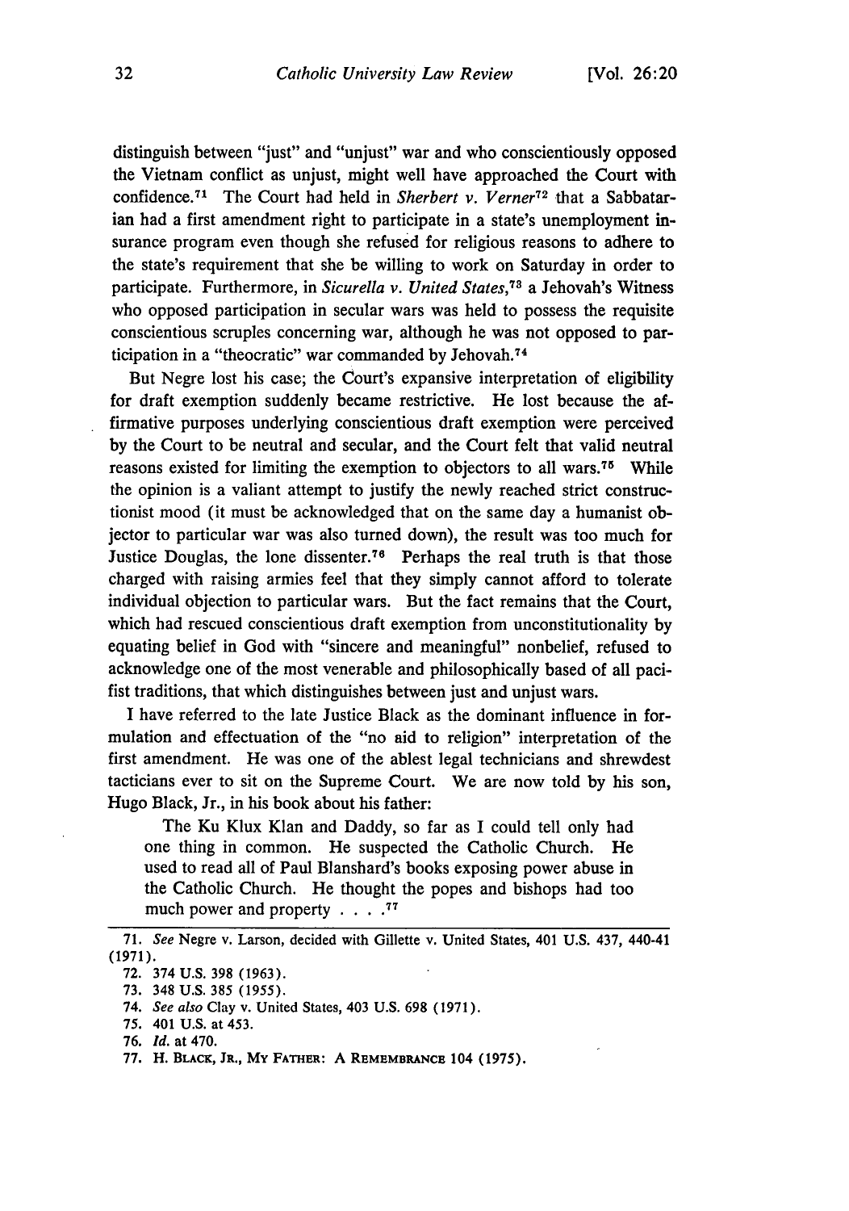distinguish between "just" and "unjust" war and who conscientiously opposed the Vietnam conflict as unjust, might well have approached the Court with confidence.[71] The Court had held in *Sherbert v. Verner*[72] that a Sabbatarian had a first amendment right to participate in a state's unemployment insurance program even though she refused for religious reasons to adhere to the state's requirement that she be willing to work on Saturday in order to participate. Furthermore, in *Sicurella v. United States*,[73] a Jehovah's Witness who opposed participation in secular wars was held to possess the requisite conscientious scruples concerning war, although he was not opposed to participation in a "theocratic" war commanded by Jehovah.[74]

But Negre lost his case; the Court's expansive interpretation of eligibility for draft exemption suddenly became restrictive. He lost because the affirmative purposes underlying conscientious draft exemption were perceived by the Court to be neutral and secular, and the Court felt that valid neutral reasons existed for limiting the exemption to objectors to all wars.[75] While the opinion is a valiant attempt to justify the newly reached strict constructionist mood (it must be acknowledged that on the same day a humanist objector to particular war was also turned down), the result was too much for Justice Douglas, the lone dissenter.[76] Perhaps the real truth is that those charged with raising armies feel that they simply cannot afford to tolerate individual objection to particular wars. But the fact remains that the Court, which had rescued conscientious draft exemption from unconstitutionality by equating belief in God with "sincere and meaningful" nonbelief, refused to acknowledge one of the most venerable and philosophically based of all pacifist traditions, that which distinguishes between just and unjust wars.

I have referred to the late Justice Black as the dominant influence in formulation and effectuation of the "no aid to religion" interpretation of the first amendment. He was one of the ablest legal technicians and shrewdest tacticians ever to sit on the Supreme Court. We are now told by his son, Hugo Black, Jr., in his book about his father:

> The Ku Klux Klan and Daddy, so far as I could tell only had one thing in common. He suspected the Catholic Church. He used to read all of Paul Blanshard's books exposing power abuse in the Catholic Church. He thought the popes and bishops had too much power and property . . . .[77]

---

71. *See* Negre v. Larson, decided with Gillette v. United States, 401 U.S. 437, 440-41 (1971).

72. 374 U.S. 398 (1963).

73. 348 U.S. 385 (1955).

74. *See also* Clay v. United States, 403 U.S. 698 (1971).

75. 401 U.S. at 453.

76. *Id.* at 470.

77. H. BLACK, JR., MY FATHER: A REMEMBRANCE 104 (1975).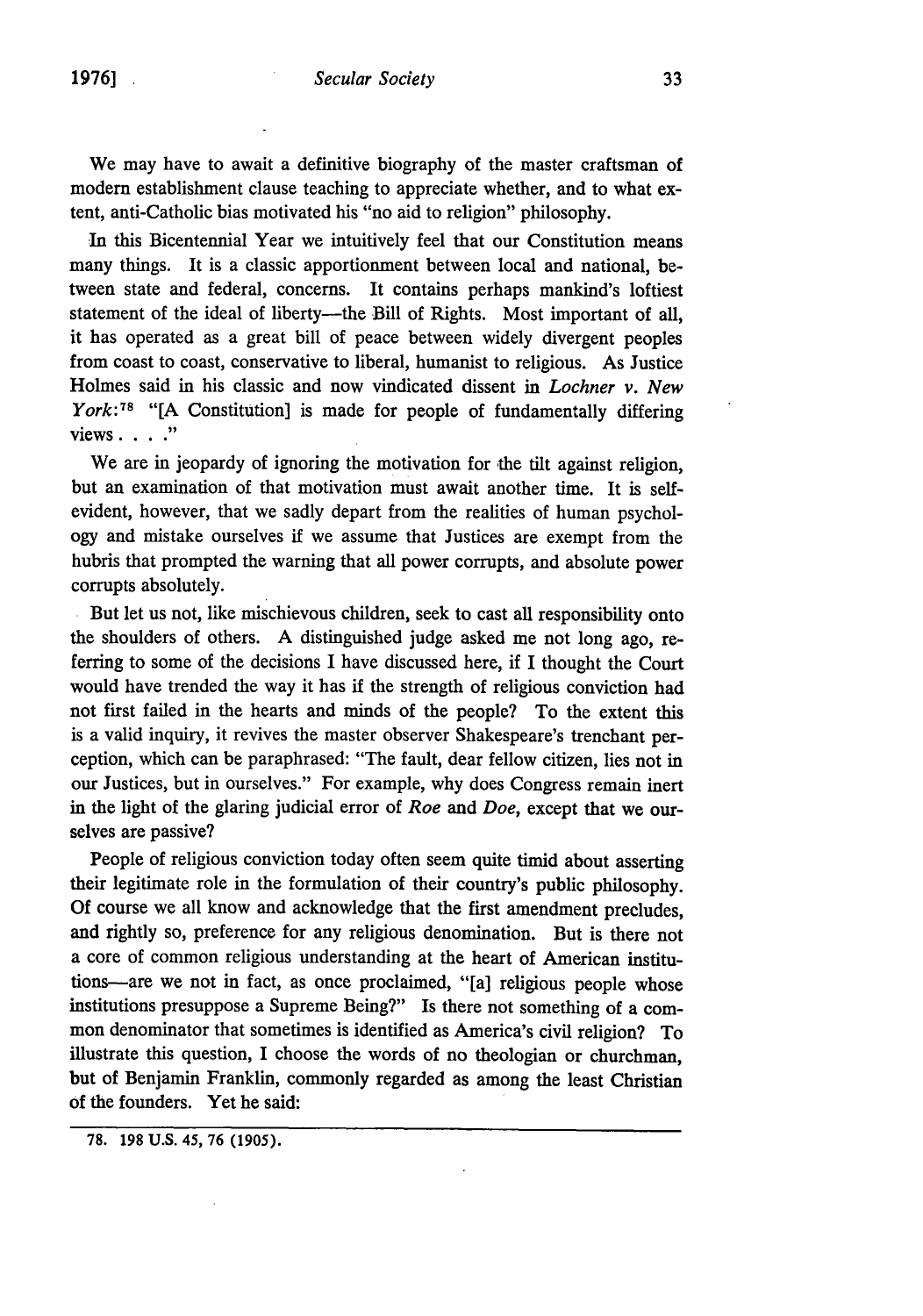We may have to await a definitive biography of the master craftsman of modern establishment clause teaching to appreciate whether, and to what extent, anti-Catholic bias motivated his "no aid to religion" philosophy.

In this Bicentennial Year we intuitively feel that our Constitution means many things. It is a classic apportionment between local and national, between state and federal, concerns. It contains perhaps mankind's loftiest statement of the ideal of liberty—the Bill of Rights. Most important of all, it has operated as a great bill of peace between widely divergent peoples from coast to coast, conservative to liberal, humanist to religious. As Justice Holmes said in his classic and now vindicated dissent in *Lochner v. New York*:[78] "[A Constitution] is made for people of fundamentally differing views . . . ."

We are in jeopardy of ignoring the motivation for the tilt against religion, but an examination of that motivation must await another time. It is self-evident, however, that we sadly depart from the realities of human psychology and mistake ourselves if we assume that Justices are exempt from the hubris that prompted the warning that all power corrupts, and absolute power corrupts absolutely.

But let us not, like mischievous children, seek to cast all responsibility onto the shoulders of others. A distinguished judge asked me not long ago, referring to some of the decisions I have discussed here, if I thought the Court would have trended the way it has if the strength of religious conviction had not first failed in the hearts and minds of the people? To the extent this is a valid inquiry, it revives the master observer Shakespeare's trenchant perception, which can be paraphrased: "The fault, dear fellow citizen, lies not in our Justices, but in ourselves." For example, why does Congress remain inert in the light of the glaring judicial error of *Roe* and *Doe*, except that we ourselves are passive?

People of religious conviction today often seem quite timid about asserting their legitimate role in the formulation of their country's public philosophy. Of course we all know and acknowledge that the first amendment precludes, and rightly so, preference for any religious denomination. But is there not a core of common religious understanding at the heart of American institutions—are we not in fact, as once proclaimed, "[a] religious people whose institutions presuppose a Supreme Being?" Is there not something of a common denominator that sometimes is identified as America's civil religion? To illustrate this question, I choose the words of no theologian or churchman, but of Benjamin Franklin, commonly regarded as among the least Christian of the founders. Yet he said:

78. 198 U.S. 45, 76 (1905).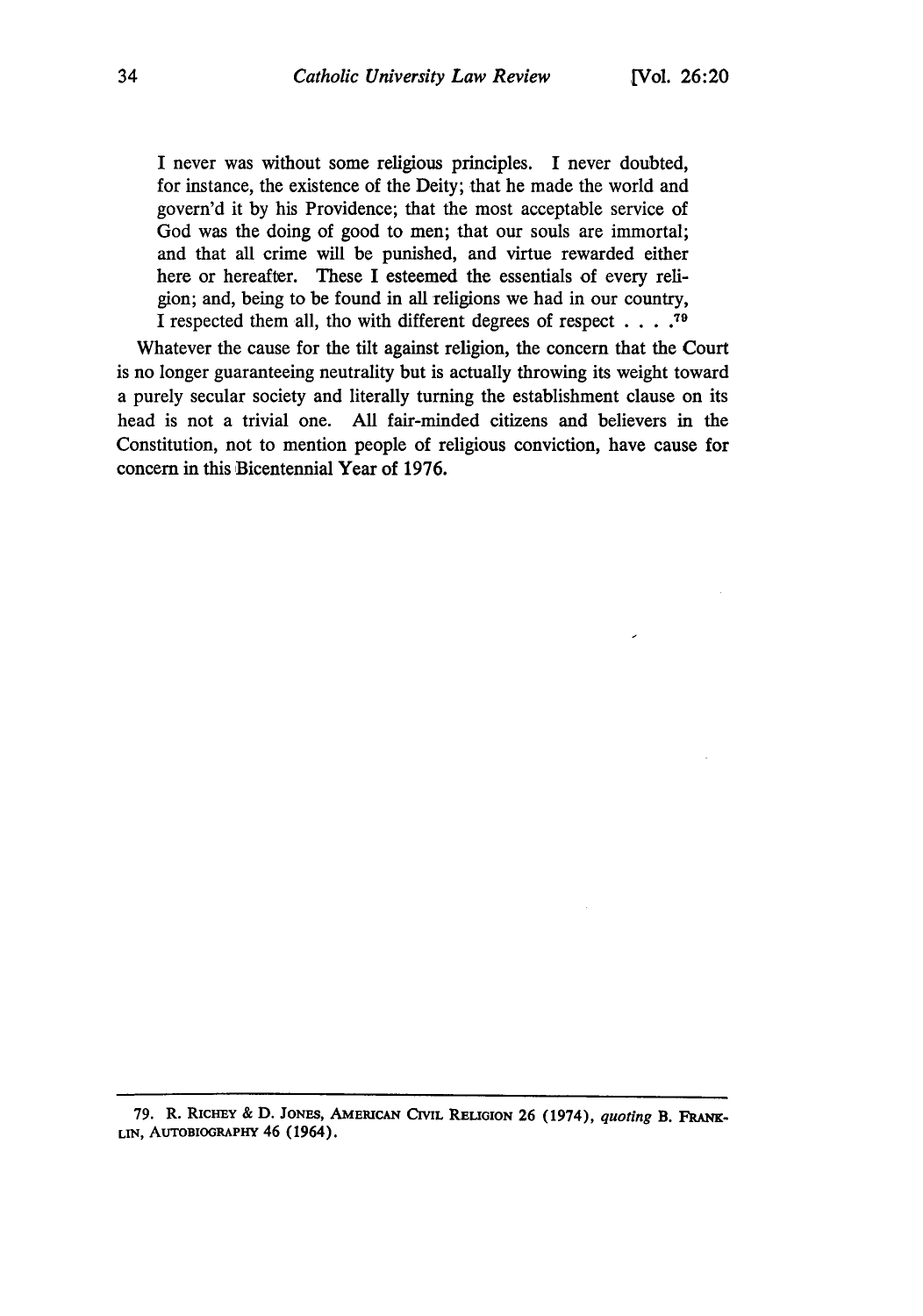> I never was without some religious principles. I never doubted, for instance, the existence of the Deity; that he made the world and govern'd it by his Providence; that the most acceptable service of God was the doing of good to men; that our souls are immortal; and that all crime will be punished, and virtue rewarded either here or hereafter. These I esteemed the essentials of every religion; and, being to be found in all religions we had in our country, I respected them all, tho with different degrees of respect . . . .[79]

Whatever the cause for the tilt against religion, the concern that the Court is no longer guaranteeing neutrality but is actually throwing its weight toward a purely secular society and literally turning the establishment clause on its head is not a trivial one. All fair-minded citizens and believers in the Constitution, not to mention people of religious conviction, have cause for concern in this Bicentennial Year of 1976.

---

79. R. RICHEY & D. JONES, AMERICAN CIVIL RELIGION 26 (1974), *quoting* B. FRANKLIN, AUTOBIOGRAPHY 46 (1964).